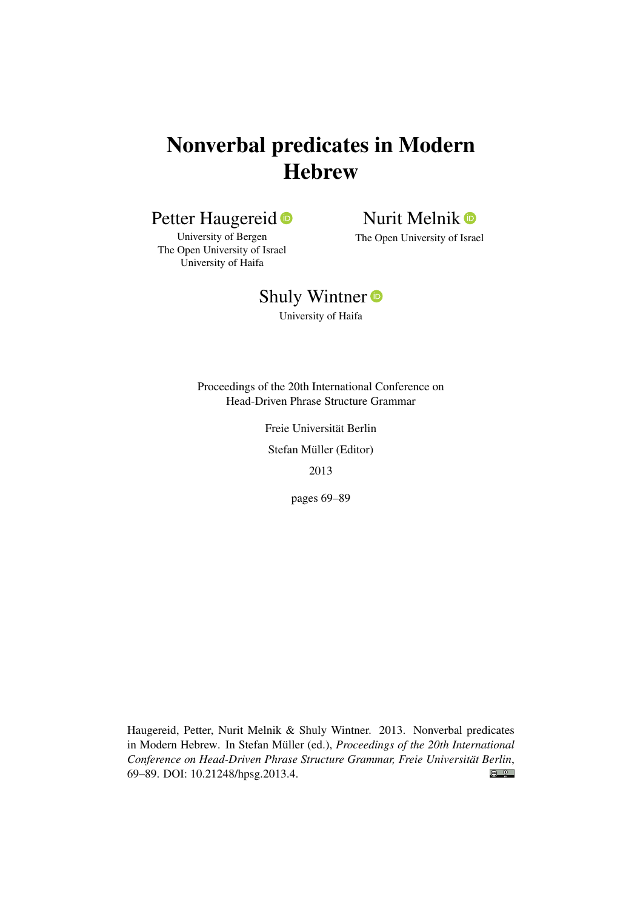# Nonverbal predicates in Modern Hebrew

Petter Haugereid
University of Bergen
The Open University of Israel
University of Haifa

Nurit Melnik
The Open University of Israel

Shuly Wintner
University of Haifa

Proceedings of the 20th International Conference on
Head-Driven Phrase Structure Grammar

Freie Universität Berlin

Stefan Müller (Editor)

2013

pages 69–89

Haugereid, Petter, Nurit Melnik & Shuly Wintner. 2013. Nonverbal predicates in Modern Hebrew. In Stefan Müller (ed.), *Proceedings of the 20th International Conference on Head-Driven Phrase Structure Grammar, Freie Universität Berlin*, 69–89. DOI: 10.21248/hpsg.2013.4.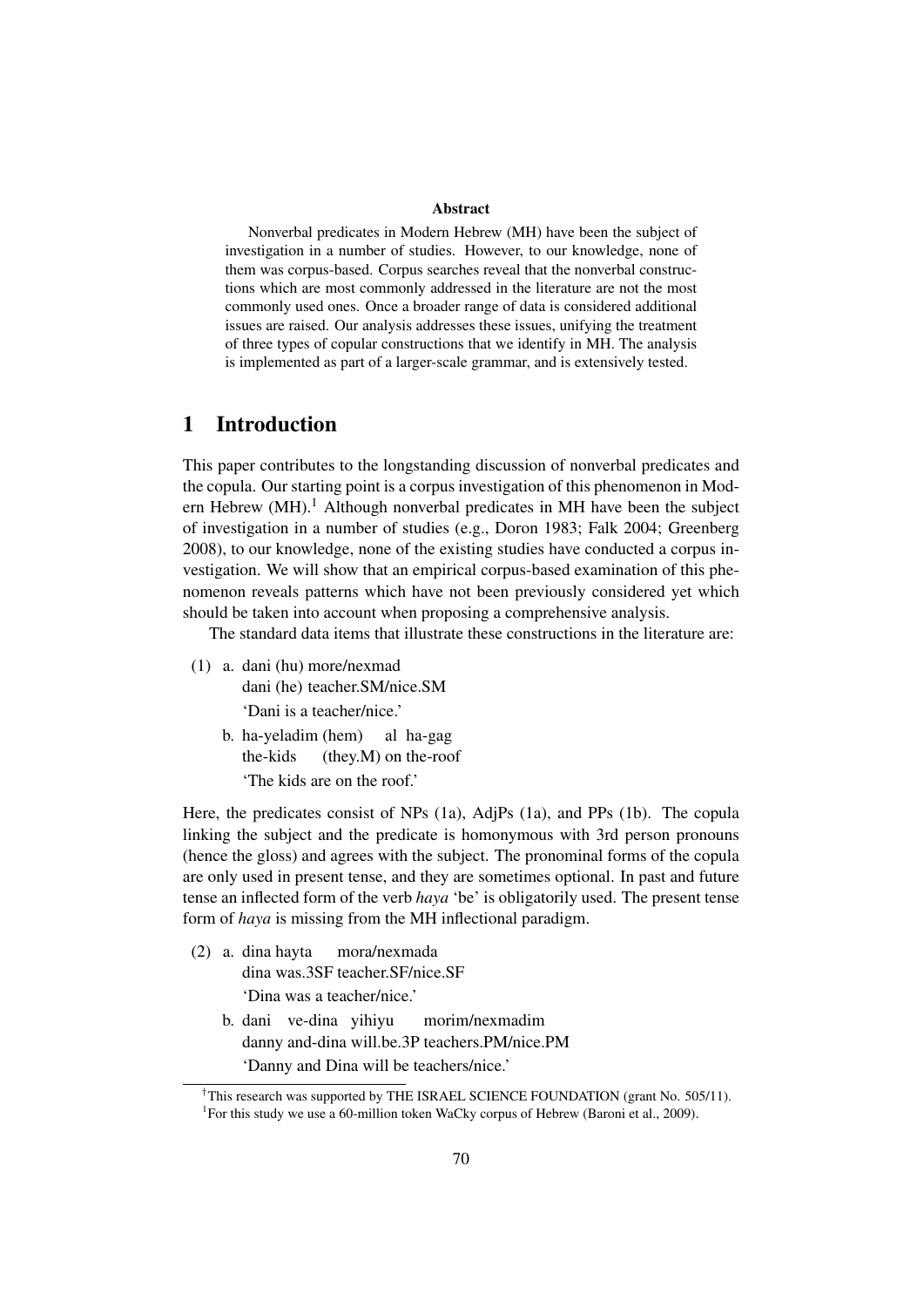**Abstract**

Nonverbal predicates in Modern Hebrew (MH) have been the subject of investigation in a number of studies. However, to our knowledge, none of them was corpus-based. Corpus searches reveal that the nonverbal constructions which are most commonly addressed in the literature are not the most commonly used ones. Once a broader range of data is considered additional issues are raised. Our analysis addresses these issues, unifying the treatment of three types of copular constructions that we identify in MH. The analysis is implemented as part of a larger-scale grammar, and is extensively tested.

# 1 Introduction

This paper contributes to the longstanding discussion of nonverbal predicates and the copula. Our starting point is a corpus investigation of this phenomenon in Modern Hebrew (MH).[1] Although nonverbal predicates in MH have been the subject of investigation in a number of studies (e.g., Doron 1983; Falk 2004; Greenberg 2008), to our knowledge, none of the existing studies have conducted a corpus investigation. We will show that an empirical corpus-based examination of this phenomenon reveals patterns which have not been previously considered yet which should be taken into account when proposing a comprehensive analysis.

The standard data items that illustrate these constructions in the literature are:

(1) a. dani (hu) more/nexmad
    dani (he) teacher.SM/nice.SM
    'Dani is a teacher/nice.'

  b. ha-yeladim (hem) al ha-gag
    the-kids (they.M) on the-roof
    'The kids are on the roof.'

Here, the predicates consist of NPs (1a), AdjPs (1a), and PPs (1b). The copula linking the subject and the predicate is homonymous with 3rd person pronouns (hence the gloss) and agrees with the subject. The pronominal forms of the copula are only used in present tense, and they are sometimes optional. In past and future tense an inflected form of the verb *haya* 'be' is obligatorily used. The present tense form of *haya* is missing from the MH inflectional paradigm.

(2) a. dina hayta mora/nexmada
    dina was.3SF teacher.SF/nice.SF
    'Dina was a teacher/nice.'

  b. dani ve-dina yihiyu morim/nexmadim
    danny and-dina will.be.3P teachers.PM/nice.PM
    'Danny and Dina will be teachers/nice.'

---

[†]This research was supported by THE ISRAEL SCIENCE FOUNDATION (grant No. 505/11).

[1]For this study we use a 60-million token WaCky corpus of Hebrew (Baroni et al., 2009).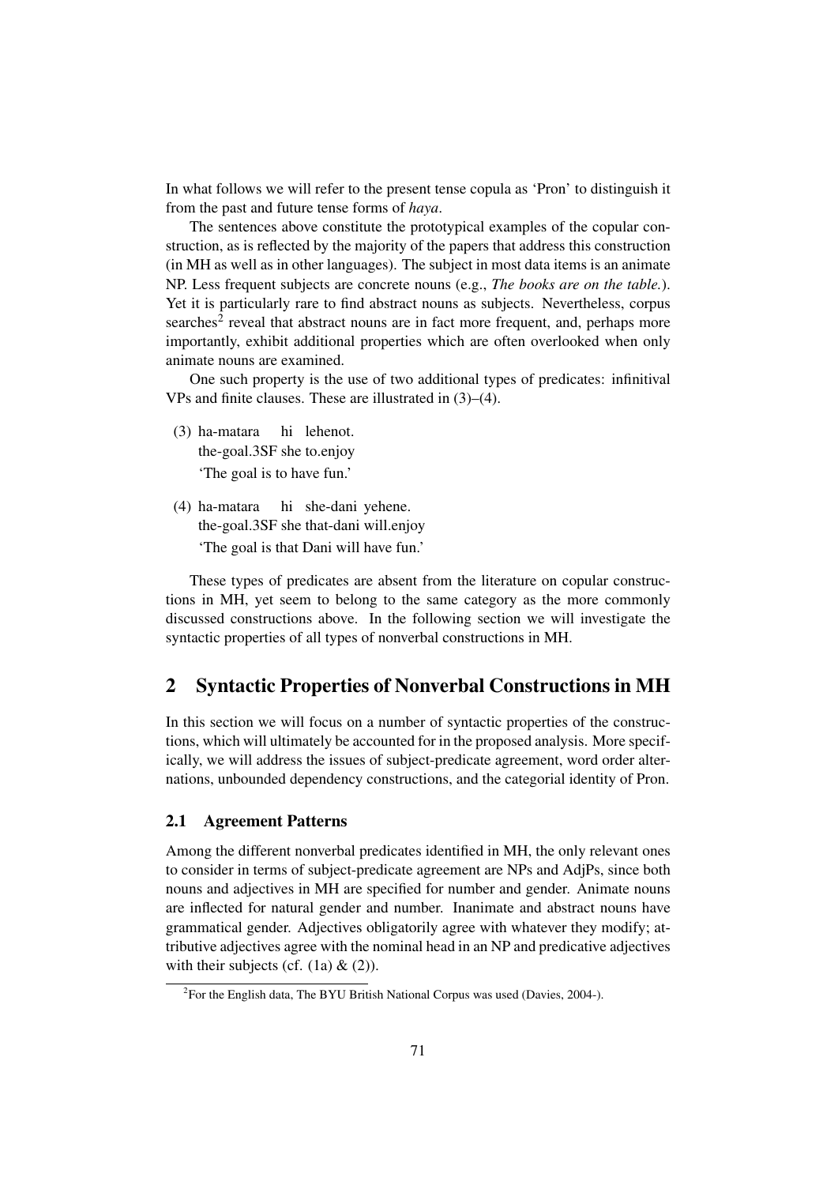In what follows we will refer to the present tense copula as 'Pron' to distinguish it from the past and future tense forms of *haya*.

The sentences above constitute the prototypical examples of the copular construction, as is reflected by the majority of the papers that address this construction (in MH as well as in other languages). The subject in most data items is an animate NP. Less frequent subjects are concrete nouns (e.g., *The books are on the table.*). Yet it is particularly rare to find abstract nouns as subjects. Nevertheless, corpus searches[2] reveal that abstract nouns are in fact more frequent, and, perhaps more importantly, exhibit additional properties which are often overlooked when only animate nouns are examined.

One such property is the use of two additional types of predicates: infinitival VPs and finite clauses. These are illustrated in (3)–(4).

(3) ha-matara hi lehenot.
    the-goal.3SF she to.enjoy
    'The goal is to have fun.'

(4) ha-matara hi she-dani yehene.
    the-goal.3SF she that-dani will.enjoy
    'The goal is that Dani will have fun.'

These types of predicates are absent from the literature on copular constructions in MH, yet seem to belong to the same category as the more commonly discussed constructions above. In the following section we will investigate the syntactic properties of all types of nonverbal constructions in MH.

## 2 Syntactic Properties of Nonverbal Constructions in MH

In this section we will focus on a number of syntactic properties of the constructions, which will ultimately be accounted for in the proposed analysis. More specifically, we will address the issues of subject-predicate agreement, word order alternations, unbounded dependency constructions, and the categorial identity of Pron.

### 2.1 Agreement Patterns

Among the different nonverbal predicates identified in MH, the only relevant ones to consider in terms of subject-predicate agreement are NPs and AdjPs, since both nouns and adjectives in MH are specified for number and gender. Animate nouns are inflected for natural gender and number. Inanimate and abstract nouns have grammatical gender. Adjectives obligatorily agree with whatever they modify; attributive adjectives agree with the nominal head in an NP and predicative adjectives with their subjects (cf. (1a) & (2)).

[2]For the English data, The BYU British National Corpus was used (Davies, 2004-).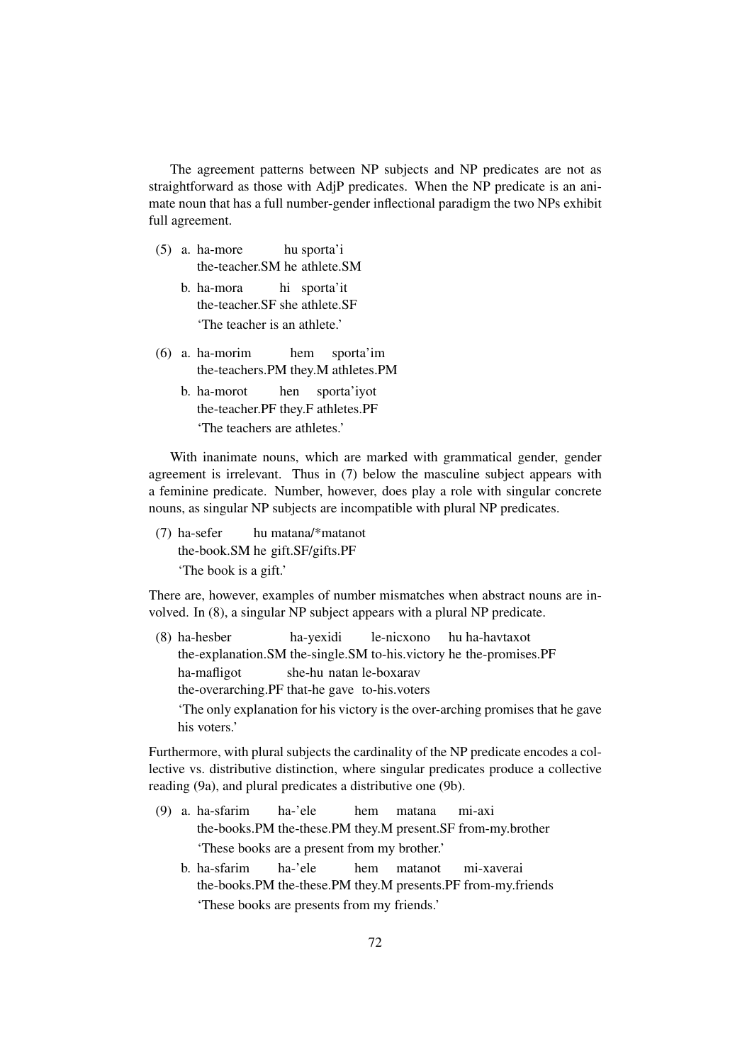The agreement patterns between NP subjects and NP predicates are not as straightforward as those with AdjP predicates. When the NP predicate is an animate noun that has a full number-gender inflectional paradigm the two NPs exhibit full agreement.

(5) a. ha-more hu sporta'i
the-teacher.SM he athlete.SM

b. ha-mora hi sporta'it
the-teacher.SF she athlete.SF
'The teacher is an athlete.'

(6) a. ha-morim hem sporta'im
the-teachers.PM they.M athletes.PM

b. ha-morot hen sporta'iyot
the-teacher.PF they.F athletes.PF
'The teachers are athletes.'

With inanimate nouns, which are marked with grammatical gender, gender agreement is irrelevant. Thus in (7) below the masculine subject appears with a feminine predicate. Number, however, does play a role with singular concrete nouns, as singular NP subjects are incompatible with plural NP predicates.

(7) ha-sefer hu matana/*matanot
the-book.SM he gift.SF/gifts.PF
'The book is a gift.'

There are, however, examples of number mismatches when abstract nouns are involved. In (8), a singular NP subject appears with a plural NP predicate.

(8) ha-hesber ha-yexidi le-nicxono hu ha-havtaxot
the-explanation.SM the-single.SM to-his.victory he the-promises.PF
ha-mafligot she-hu natan le-boxarav
the-overarching.PF that-he gave to-his.voters
'The only explanation for his victory is the over-arching promises that he gave his voters.'

Furthermore, with plural subjects the cardinality of the NP predicate encodes a collective vs. distributive distinction, where singular predicates produce a collective reading (9a), and plural predicates a distributive one (9b).

(9) a. ha-sfarim ha-'ele hem matana mi-axi
the-books.PM the-these.PM they.M present.SF from-my.brother
'These books are a present from my brother.'

b. ha-sfarim ha-'ele hem matanot mi-xaverai
the-books.PM the-these.PM they.M presents.PF from-my.friends
'These books are presents from my friends.'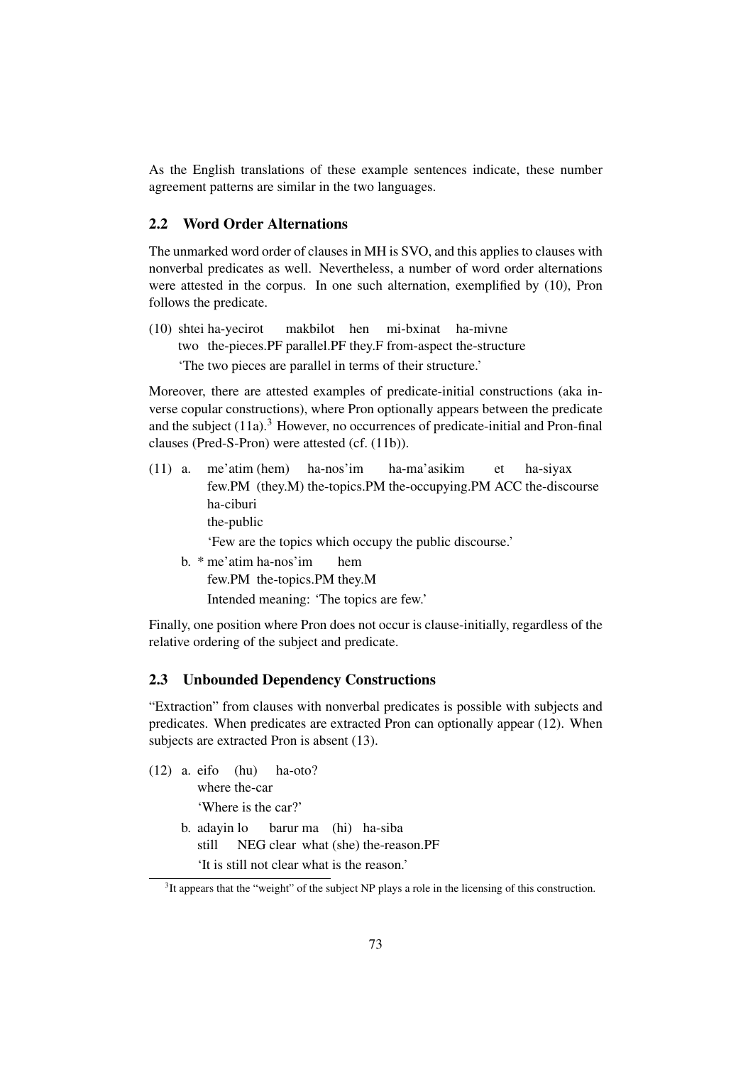As the English translations of these example sentences indicate, these number agreement patterns are similar in the two languages.

### 2.2 Word Order Alternations

The unmarked word order of clauses in MH is SVO, and this applies to clauses with nonverbal predicates as well. Nevertheless, a number of word order alternations were attested in the corpus. In one such alternation, exemplified by (10), Pron follows the predicate.

(10) shtei ha-yecirot makbilot hen mi-bxinat ha-mivne
two the-pieces.PF parallel.PF they.F from-aspect the-structure
'The two pieces are parallel in terms of their structure.'

Moreover, there are attested examples of predicate-initial constructions (aka inverse copular constructions), where Pron optionally appears between the predicate and the subject (11a).[3] However, no occurrences of predicate-initial and Pron-final clauses (Pred-S-Pron) were attested (cf. (11b)).

(11) a. me'atim (hem) ha-nos'im ha-ma'asikim et ha-siyax ha-ciburi
few.PM (they.M) the-topics.PM the-occupying.PM ACC the-discourse the-public
'Few are the topics which occupy the public discourse.'

b. * me'atim ha-nos'im hem
few.PM the-topics.PM they.M
Intended meaning: 'The topics are few.'

Finally, one position where Pron does not occur is clause-initially, regardless of the relative ordering of the subject and predicate.

### 2.3 Unbounded Dependency Constructions

"Extraction" from clauses with nonverbal predicates is possible with subjects and predicates. When predicates are extracted Pron can optionally appear (12). When subjects are extracted Pron is absent (13).

(12) a. eifo (hu) ha-oto?
where the-car
'Where is the car?'

b. adayin lo barur ma (hi) ha-siba
still NEG clear what (she) the-reason.PF
'It is still not clear what is the reason.'

[3] It appears that the "weight" of the subject NP plays a role in the licensing of this construction.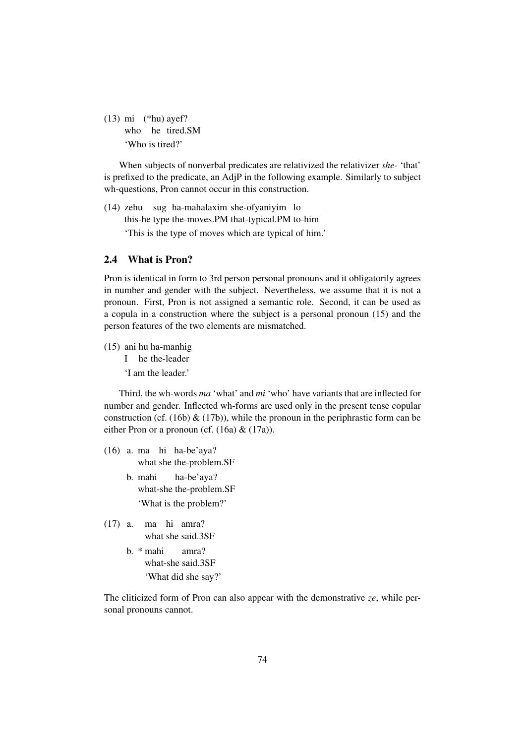(13) mi (*hu) ayef?
     who he tired.SM
     'Who is tired?'

When subjects of nonverbal predicates are relativized the relativizer *she-* 'that' is prefixed to the predicate, an AdjP in the following example. Similarly to subject wh-questions, Pron cannot occur in this construction.

(14) zehu sug ha-mahalaxim she-ofyaniyim lo
     this-he type the-moves.PM that-typical.PM to-him
     'This is the type of moves which are typical of him.'

## 2.4 What is Pron?

Pron is identical in form to 3rd person personal pronouns and it obligatorily agrees in number and gender with the subject. Nevertheless, we assume that it is not a pronoun. First, Pron is not assigned a semantic role. Second, it can be used as a copula in a construction where the subject is a personal pronoun (15) and the person features of the two elements are mismatched.

(15) ani hu ha-manhig
     I he the-leader
     'I am the leader.'

Third, the wh-words *ma* 'what' and *mi* 'who' have variants that are inflected for number and gender. Inflected wh-forms are used only in the present tense copular construction (cf. (16b) & (17b)), while the pronoun in the periphrastic form can be either Pron or a pronoun (cf. (16a) & (17a)).

(16) a. ma hi ha-be'aya?
        what she the-problem.SF
     b. mahi ha-be'aya?
        what-she the-problem.SF
        'What is the problem?'

(17) a. ma hi amra?
        what she said.3SF
     b. * mahi amra?
        what-she said.3SF
        'What did she say?'

The cliticized form of Pron can also appear with the demonstrative *ze*, while personal pronouns cannot.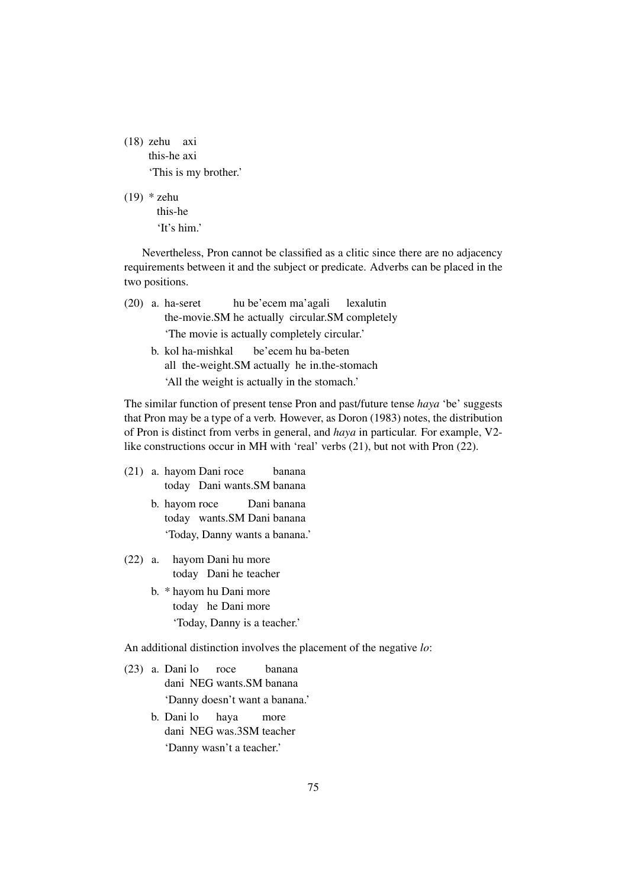(18) zehu axi
this-he axi
'This is my brother.'

(19) * zehu
this-he
'It's him.'

Nevertheless, Pron cannot be classified as a clitic since there are no adjacency requirements between it and the subject or predicate. Adverbs can be placed in the two positions.

(20) a. ha-seret hu be'ecem ma'agali lexalutin
the-movie.SM he actually circular.SM completely
'The movie is actually completely circular.'

b. kol ha-mishkal be'ecem hu ba-beten
all the-weight.SM actually he in.the-stomach
'All the weight is actually in the stomach.'

The similar function of present tense Pron and past/future tense *haya* 'be' suggests that Pron may be a type of a verb. However, as Doron (1983) notes, the distribution of Pron is distinct from verbs in general, and *haya* in particular. For example, V2-like constructions occur in MH with 'real' verbs (21), but not with Pron (22).

(21) a. hayom Dani roce banana
today Dani wants.SM banana

b. hayom roce Dani banana
today wants.SM Dani banana
'Today, Danny wants a banana.'

(22) a. hayom Dani hu more
today Dani he teacher

b. * hayom hu Dani more
today he Dani more
'Today, Danny is a teacher.'

An additional distinction involves the placement of the negative *lo*:

(23) a. Dani lo roce banana
dani NEG wants.SM banana
'Danny doesn't want a banana.'

b. Dani lo haya more
dani NEG was.3SM teacher
'Danny wasn't a teacher.'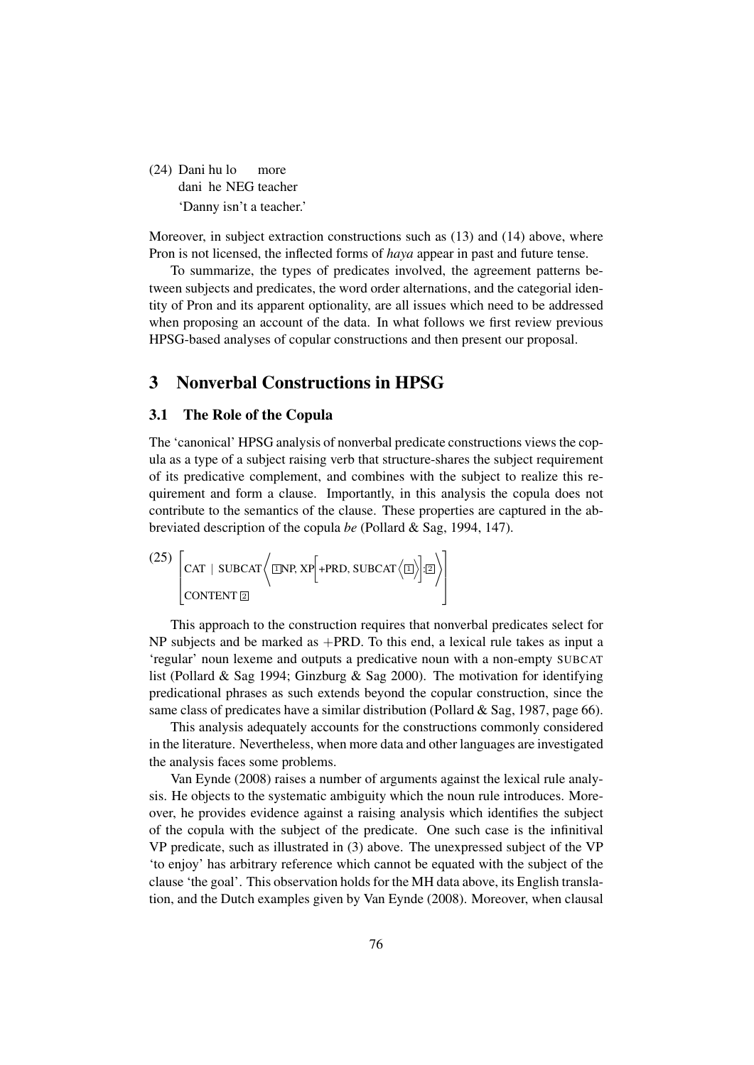(24) Dani hu lo more
dani he NEG teacher
'Danny isn't a teacher.'

Moreover, in subject extraction constructions such as (13) and (14) above, where Pron is not licensed, the inflected forms of *haya* appear in past and future tense.

To summarize, the types of predicates involved, the agreement patterns between subjects and predicates, the word order alternations, and the categorial identity of Pron and its apparent optionality, are all issues which need to be addressed when proposing an account of the data. In what follows we first review previous HPSG-based analyses of copular constructions and then present our proposal.

# 3 Nonverbal Constructions in HPSG

## 3.1 The Role of the Copula

The 'canonical' HPSG analysis of nonverbal predicate constructions views the copula as a type of a subject raising verb that structure-shares the subject requirement of its predicative complement, and combines with the subject to realize this requirement and form a clause. Importantly, in this analysis the copula does not contribute to the semantics of the clause. These properties are captured in the abbreviated description of the copula *be* (Pollard & Sag, 1994, 147).

$$\text{(25)} \begin{bmatrix} \text{CAT} \mid \text{SUBCAT} \left\langle \boxed{1}\text{NP, XP}\begin{bmatrix}\text{+PRD, SUBCAT}\left\langle \boxed{1} \right\rangle\end{bmatrix}:\boxed{2} \right\rangle \\ \text{CONTENT } \boxed{2} \end{bmatrix}$$

This approach to the construction requires that nonverbal predicates select for NP subjects and be marked as +PRD. To this end, a lexical rule takes as input a 'regular' noun lexeme and outputs a predicative noun with a non-empty SUBCAT list (Pollard & Sag 1994; Ginzburg & Sag 2000). The motivation for identifying predicational phrases as such extends beyond the copular construction, since the same class of predicates have a similar distribution (Pollard & Sag, 1987, page 66).

This analysis adequately accounts for the constructions commonly considered in the literature. Nevertheless, when more data and other languages are investigated the analysis faces some problems.

Van Eynde (2008) raises a number of arguments against the lexical rule analysis. He objects to the systematic ambiguity which the noun rule introduces. Moreover, he provides evidence against a raising analysis which identifies the subject of the copula with the subject of the predicate. One such case is the infinitival VP predicate, such as illustrated in (3) above. The unexpressed subject of the VP 'to enjoy' has arbitrary reference which cannot be equated with the subject of the clause 'the goal'. This observation holds for the MH data above, its English translation, and the Dutch examples given by Van Eynde (2008). Moreover, when clausal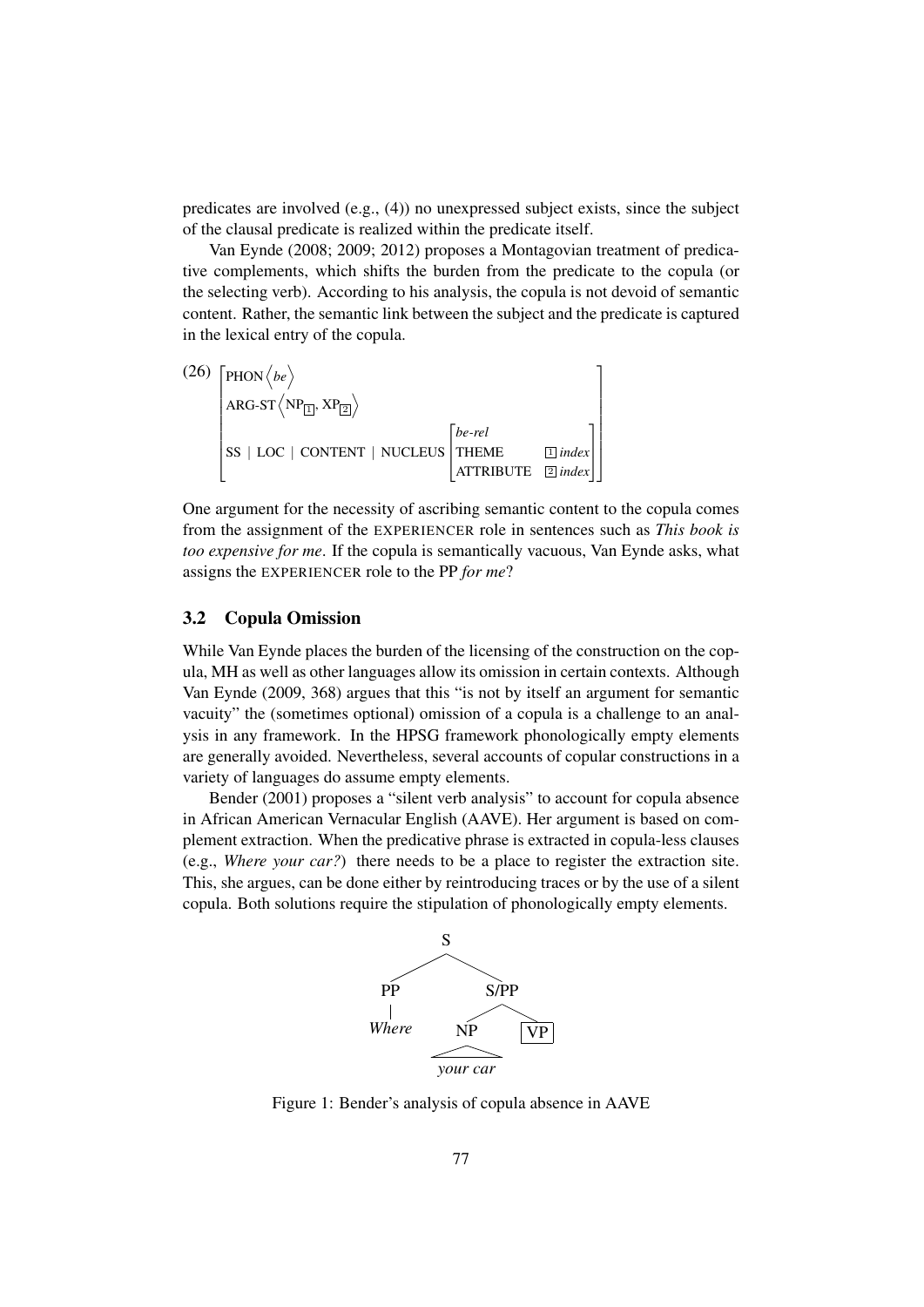predicates are involved (e.g., (4)) no unexpressed subject exists, since the subject of the clausal predicate is realized within the predicate itself.

Van Eynde (2008; 2009; 2012) proposes a Montagovian treatment of predicative complements, which shifts the burden from the predicate to the copula (or the selecting verb). According to his analysis, the copula is not devoid of semantic content. Rather, the semantic link between the subject and the predicate is captured in the lexical entry of the copula.

(26)
$$\begin{bmatrix} \text{PHON} \left\langle \textit{be} \right\rangle \\ \text{ARG-ST} \left\langle \text{NP}_{\boxed{1}}, \text{XP}_{\boxed{2}} \right\rangle \\ \text{SS} \mid \text{LOC} \mid \text{CONTENT} \mid \text{NUCLEUS} \begin{bmatrix} \textit{be-rel} & \\ \text{THEME} & \boxed{1}\ \textit{index} \\ \text{ATTRIBUTE} & \boxed{2}\ \textit{index} \end{bmatrix} \end{bmatrix}$$

One argument for the necessity of ascribing semantic content to the copula comes from the assignment of the EXPERIENCER role in sentences such as *This book is too expensive for me*. If the copula is semantically vacuous, Van Eynde asks, what assigns the EXPERIENCER role to the PP *for me*?

## 3.2 Copula Omission

While Van Eynde places the burden of the licensing of the construction on the copula, MH as well as other languages allow its omission in certain contexts. Although Van Eynde (2009, 368) argues that this "is not by itself an argument for semantic vacuity" the (sometimes optional) omission of a copula is a challenge to an analysis in any framework. In the HPSG framework phonologically empty elements are generally avoided. Nevertheless, several accounts of copular constructions in a variety of languages do assume empty elements.

Bender (2001) proposes a "silent verb analysis" to account for copula absence in African American Vernacular English (AAVE). Her argument is based on complement extraction. When the predicative phrase is extracted in copula-less clauses (e.g., *Where your car?*) there needs to be a place to register the extraction site. This, she argues, can be done either by reintroducing traces or by the use of a silent copula. Both solutions require the stipulation of phonologically empty elements.

```
            S
          /   \
        PP     S/PP
        |      /   \
      Where   NP   [VP]
              |
           your car
```

Figure 1: Bender's analysis of copula absence in AAVE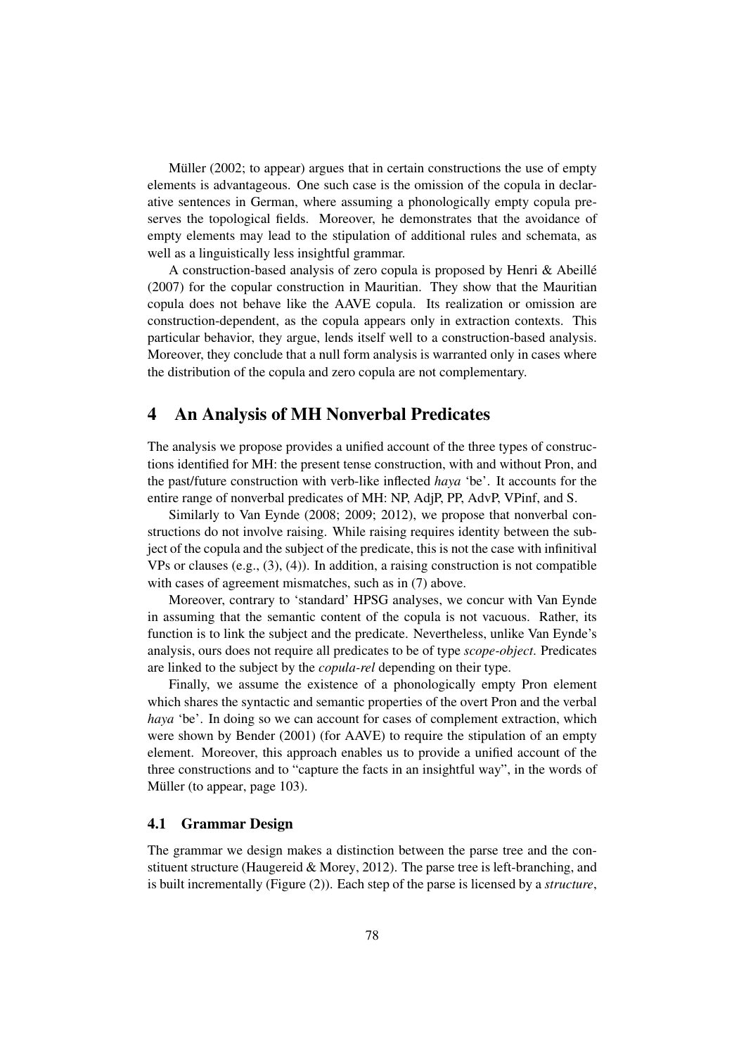Müller (2002; to appear) argues that in certain constructions the use of empty elements is advantageous. One such case is the omission of the copula in declarative sentences in German, where assuming a phonologically empty copula preserves the topological fields. Moreover, he demonstrates that the avoidance of empty elements may lead to the stipulation of additional rules and schemata, as well as a linguistically less insightful grammar.

A construction-based analysis of zero copula is proposed by Henri & Abeillé (2007) for the copular construction in Mauritian. They show that the Mauritian copula does not behave like the AAVE copula. Its realization or omission are construction-dependent, as the copula appears only in extraction contexts. This particular behavior, they argue, lends itself well to a construction-based analysis. Moreover, they conclude that a null form analysis is warranted only in cases where the distribution of the copula and zero copula are not complementary.

# 4 An Analysis of MH Nonverbal Predicates

The analysis we propose provides a unified account of the three types of constructions identified for MH: the present tense construction, with and without Pron, and the past/future construction with verb-like inflected *haya* 'be'. It accounts for the entire range of nonverbal predicates of MH: NP, AdjP, PP, AdvP, VPinf, and S.

Similarly to Van Eynde (2008; 2009; 2012), we propose that nonverbal constructions do not involve raising. While raising requires identity between the subject of the copula and the subject of the predicate, this is not the case with infinitival VPs or clauses (e.g., (3), (4)). In addition, a raising construction is not compatible with cases of agreement mismatches, such as in (7) above.

Moreover, contrary to 'standard' HPSG analyses, we concur with Van Eynde in assuming that the semantic content of the copula is not vacuous. Rather, its function is to link the subject and the predicate. Nevertheless, unlike Van Eynde's analysis, ours does not require all predicates to be of type *scope-object*. Predicates are linked to the subject by the *copula-rel* depending on their type.

Finally, we assume the existence of a phonologically empty Pron element which shares the syntactic and semantic properties of the overt Pron and the verbal *haya* 'be'. In doing so we can account for cases of complement extraction, which were shown by Bender (2001) (for AAVE) to require the stipulation of an empty element. Moreover, this approach enables us to provide a unified account of the three constructions and to "capture the facts in an insightful way", in the words of Müller (to appear, page 103).

## 4.1 Grammar Design

The grammar we design makes a distinction between the parse tree and the constituent structure (Haugereid & Morey, 2012). The parse tree is left-branching, and is built incrementally (Figure (2)). Each step of the parse is licensed by a *structure*,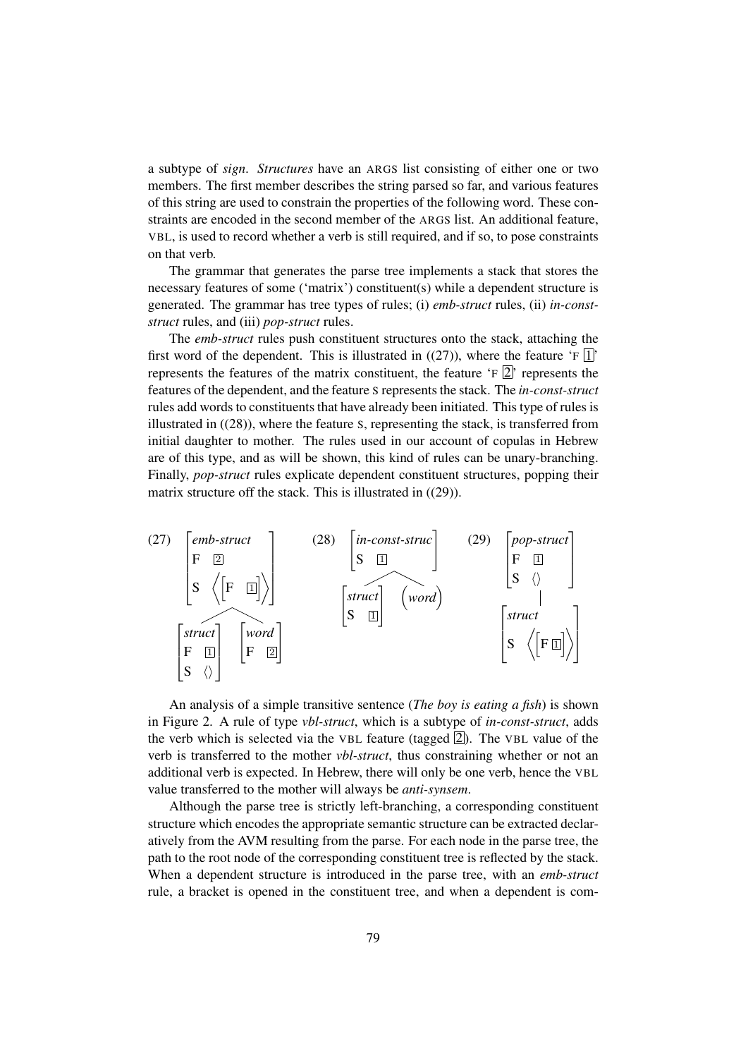a subtype of *sign*. *Structures* have an ARGS list consisting of either one or two members. The first member describes the string parsed so far, and various features of this string are used to constrain the properties of the following word. These constraints are encoded in the second member of the ARGS list. An additional feature, VBL, is used to record whether a verb is still required, and if so, to pose constraints on that verb.

The grammar that generates the parse tree implements a stack that stores the necessary features of some ('matrix') constituent(s) while a dependent structure is generated. The grammar has tree types of rules; (i) *emb-struct* rules, (ii) *in-const-struct* rules, and (iii) *pop-struct* rules.

The *emb-struct* rules push constituent structures onto the stack, attaching the first word of the dependent. This is illustrated in ((27)), where the feature 'F [1]' represents the features of the matrix constituent, the feature 'F [2]' represents the features of the dependent, and the feature S represents the stack. The *in-const-struct* rules add words to constituents that have already been initiated. This type of rules is illustrated in ((28)), where the feature S, representing the stack, is transferred from initial daughter to mother. The rules used in our account of copulas in Hebrew are of this type, and as will be shown, this kind of rules can be unary-branching. Finally, *pop-struct* rules explicate dependent constituent structures, popping their matrix structure off the stack. This is illustrated in ((29)).

(27) [*emb-struct*, F [2], S ⟨[F [1]]⟩] → [*struct*, F [1], S ⟨⟩] [*word*, F [2]]

(28) [*in-const-struc*, S [1]] → [*struct*, S [1]] (*word*)

(29) [*pop-struct*, F [1], S ⟨⟩] → [*struct*, S ⟨[F [1]]⟩]

An analysis of a simple transitive sentence (*The boy is eating a fish*) is shown in Figure 2. A rule of type *vbl-struct*, which is a subtype of *in-const-struct*, adds the verb which is selected via the VBL feature (tagged [2]). The VBL value of the verb is transferred to the mother *vbl-struct*, thus constraining whether or not an additional verb is expected. In Hebrew, there will only be one verb, hence the VBL value transferred to the mother will always be *anti-synsem*.

Although the parse tree is strictly left-branching, a corresponding constituent structure which encodes the appropriate semantic structure can be extracted declaratively from the AVM resulting from the parse. For each node in the parse tree, the path to the root node of the corresponding constituent tree is reflected by the stack. When a dependent structure is introduced in the parse tree, with an *emb-struct* rule, a bracket is opened in the constituent tree, and when a dependent is com-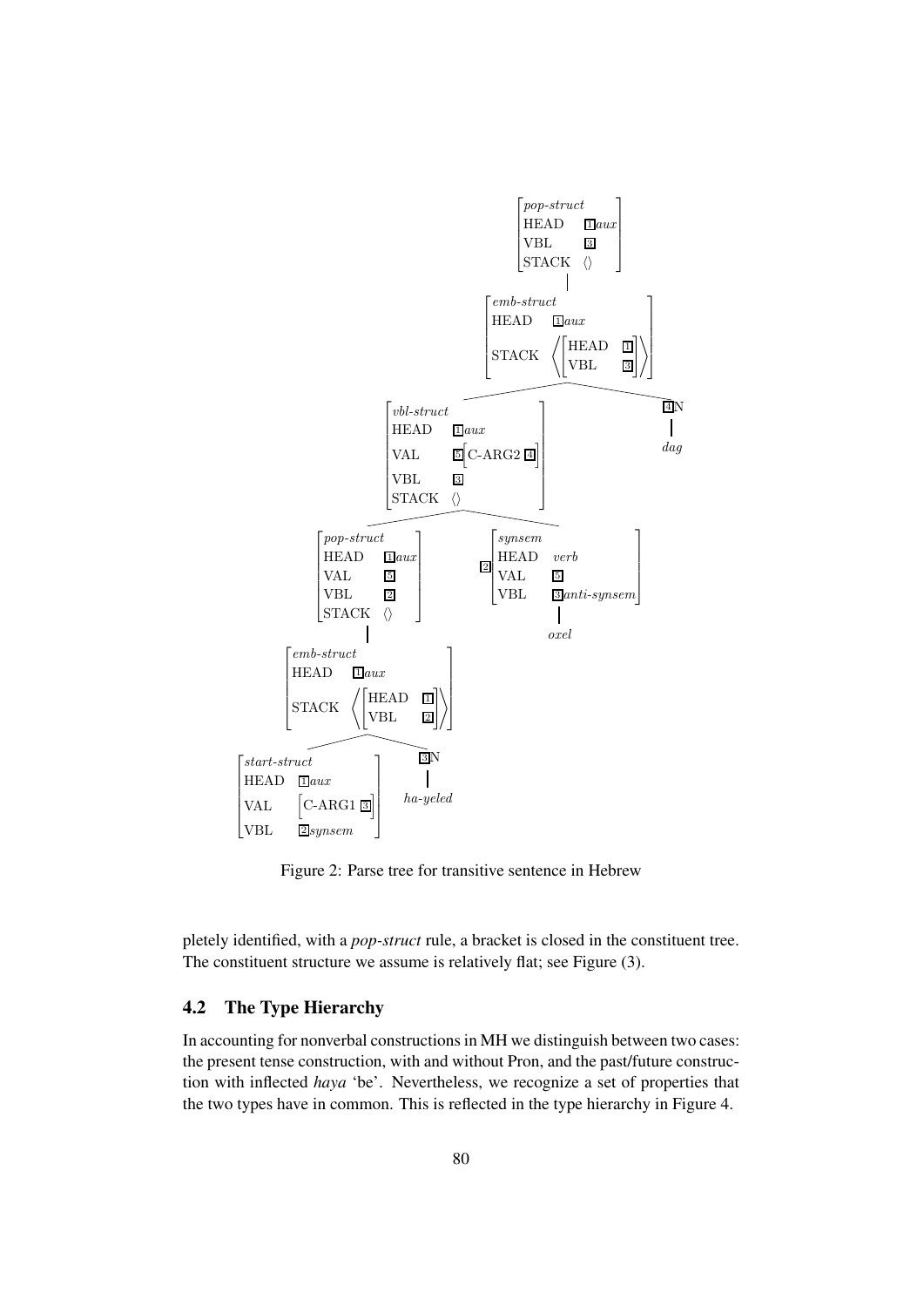Figure 2: Parse tree for transitive sentence in Hebrew

pletely identified, with a *pop-struct* rule, a bracket is closed in the constituent tree. The constituent structure we assume is relatively flat; see Figure (3).

### 4.2 The Type Hierarchy

In accounting for nonverbal constructions in MH we distinguish between two cases: the present tense construction, with and without Pron, and the past/future construction with inflected *haya* 'be'. Nevertheless, we recognize a set of properties that the two types have in common. This is reflected in the type hierarchy in Figure 4.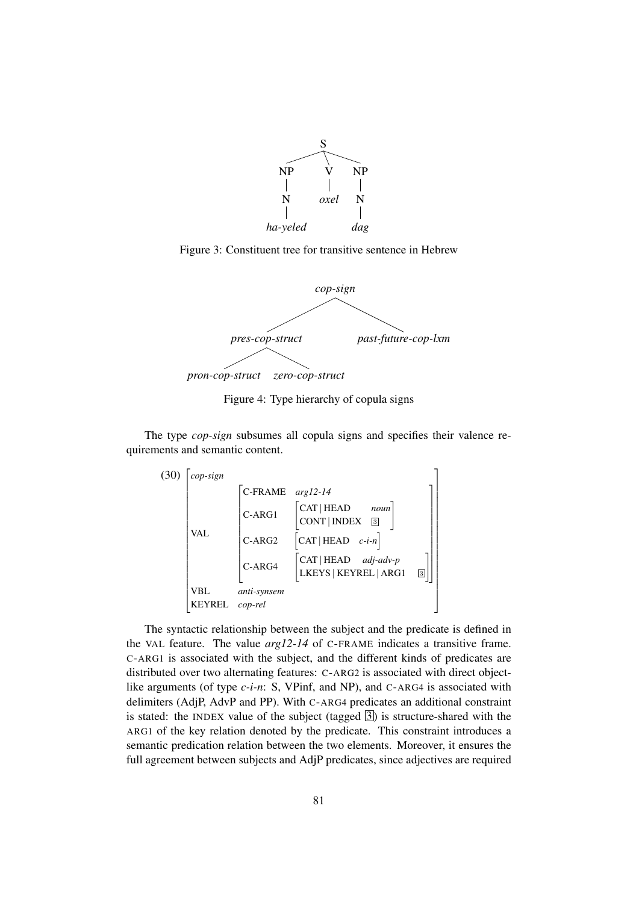```
              S
      ________|________
     |        |        |
     NP       V        NP
     |        |        |
     N       oxel      N
     |                 |
  ha-yeled            dag
```

Figure 3: Constituent tree for transitive sentence in Hebrew

```
                      cop-sign
              ___________|___________
             |                       |
       pres-cop-struct        past-future-cop-lxm
        _______|_______
       |               |
pron-cop-struct  zero-cop-struct
```

Figure 4: Type hierarchy of copula signs

The type *cop-sign* subsumes all copula signs and specifies their valence requirements and semantic content.

(30)
```
[ cop-sign
  VAL     [ C-FRAME  arg12-14
            C-ARG1   [ CAT | HEAD     noun
                       CONT | INDEX   [3] ]
            C-ARG2   [ CAT | HEAD  c-i-n ]
            C-ARG4   [ CAT | HEAD  adj-adv-p
                       LKEYS | KEYREL | ARG1  [3] ] ]
  VBL     anti-synsem
  KEYREL  cop-rel ]
```

The syntactic relationship between the subject and the predicate is defined in the VAL feature. The value *arg12-14* of C-FRAME indicates a transitive frame. C-ARG1 is associated with the subject, and the different kinds of predicates are distributed over two alternating features: C-ARG2 is associated with direct object-like arguments (of type *c-i-n*: S, VPinf, and NP), and C-ARG4 is associated with delimiters (AdjP, AdvP and PP). With C-ARG4 predicates an additional constraint is stated: the INDEX value of the subject (tagged [3]) is structure-shared with the ARG1 of the key relation denoted by the predicate. This constraint introduces a semantic predication relation between the two elements. Moreover, it ensures the full agreement between subjects and AdjP predicates, since adjectives are required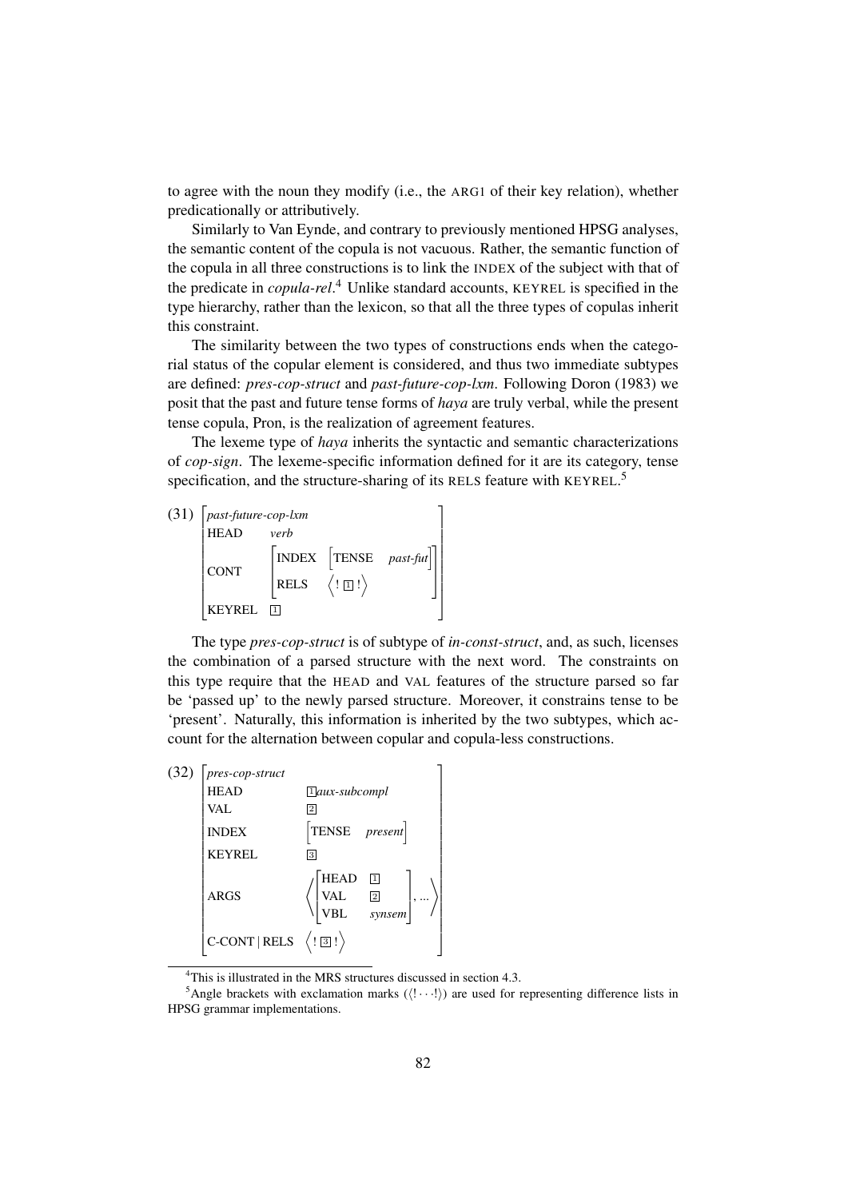to agree with the noun they modify (i.e., the ARG1 of their key relation), whether predicationally or attributively.

Similarly to Van Eynde, and contrary to previously mentioned HPSG analyses, the semantic content of the copula is not vacuous. Rather, the semantic function of the copula in all three constructions is to link the INDEX of the subject with that of the predicate in *copula-rel*.[4] Unlike standard accounts, KEYREL is specified in the type hierarchy, rather than the lexicon, so that all the three types of copulas inherit this constraint.

The similarity between the two types of constructions ends when the categorial status of the copular element is considered, and thus two immediate subtypes are defined: *pres-cop-struct* and *past-future-cop-lxm*. Following Doron (1983) we posit that the past and future tense forms of *haya* are truly verbal, while the present tense copula, Pron, is the realization of agreement features.

The lexeme type of *haya* inherits the syntactic and semantic characterizations of *cop-sign*. The lexeme-specific information defined for it are its category, tense specification, and the structure-sharing of its RELS feature with KEYREL.[5]

(31)
$$\begin{bmatrix} \textit{past-future-cop-lxm} & \\ \text{HEAD} & \textit{verb} \\ \text{CONT} & \begin{bmatrix} \text{INDEX} & \begin{bmatrix} \text{TENSE} & \textit{past-fut} \end{bmatrix} \\ \text{RELS} & \langle ! \boxed{1} ! \rangle \end{bmatrix} \\ \text{KEYREL} & \boxed{1} \end{bmatrix}$$

The type *pres-cop-struct* is of subtype of *in-const-struct*, and, as such, licenses the combination of a parsed structure with the next word. The constraints on this type require that the HEAD and VAL features of the structure parsed so far be 'passed up' to the newly parsed structure. Moreover, it constrains tense to be 'present'. Naturally, this information is inherited by the two subtypes, which account for the alternation between copular and copula-less constructions.

(32)
$$\begin{bmatrix} \textit{pres-cop-struct} & \\ \text{HEAD} & \boxed{1}\textit{aux-subcompl} \\ \text{VAL} & \boxed{2} \\ \text{INDEX} & \begin{bmatrix} \text{TENSE} & \textit{present} \end{bmatrix} \\ \text{KEYREL} & \boxed{3} \\ \text{ARGS} & \left\langle \begin{bmatrix} \text{HEAD} & \boxed{1} \\ \text{VAL} & \boxed{2} \\ \text{VBL} & \textit{synsem} \end{bmatrix}, ... \right\rangle \\ \text{C-CONT} \mid \text{RELS} & \langle ! \boxed{3} ! \rangle \end{bmatrix}$$

---

[4] This is illustrated in the MRS structures discussed in section 4.3.

[5] Angle brackets with exclamation marks ($\langle ! \cdots ! \rangle$) are used for representing difference lists in HPSG grammar implementations.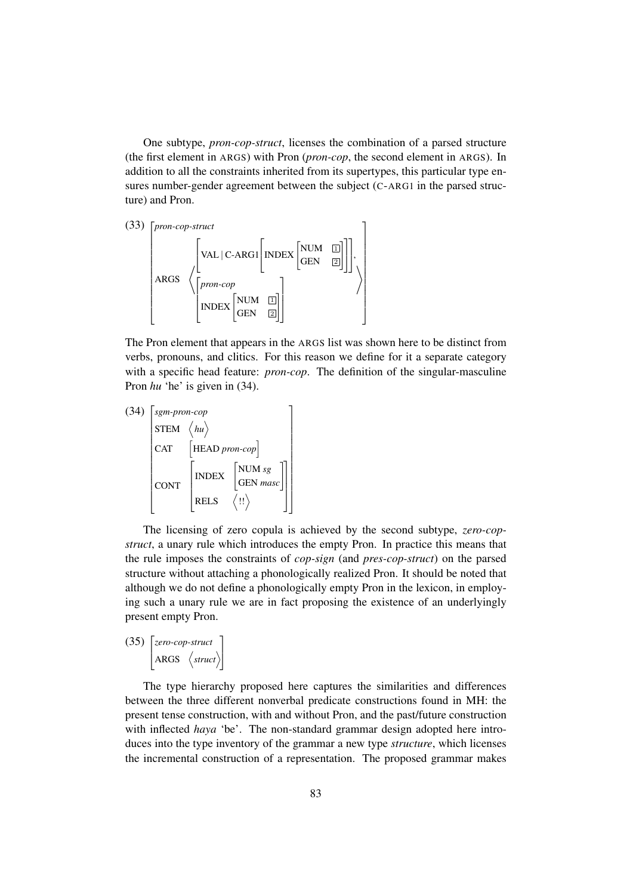One subtype, *pron-cop-struct*, licenses the combination of a parsed structure (the first element in ARGS) with Pron (*pron-cop*, the second element in ARGS). In addition to all the constraints inherited from its supertypes, this particular type ensures number-gender agreement between the subject (C-ARG1 in the parsed structure) and Pron.

$$\text{(33)}\quad \begin{bmatrix} \textit{pron-cop-struct} \\ \text{ARGS} \quad \left\langle \begin{bmatrix} \text{VAL} \mid \text{C-ARG1} \begin{bmatrix} \text{INDEX} \begin{bmatrix} \text{NUM} & \boxed{1} \\ \text{GEN} & \boxed{2} \end{bmatrix} \end{bmatrix} \end{bmatrix}, \begin{bmatrix} \textit{pron-cop} \\ \text{INDEX} \begin{bmatrix} \text{NUM} & \boxed{1} \\ \text{GEN} & \boxed{2} \end{bmatrix} \end{bmatrix} \right\rangle \end{bmatrix}$$

The Pron element that appears in the ARGS list was shown here to be distinct from verbs, pronouns, and clitics. For this reason we define for it a separate category with a specific head feature: *pron-cop*. The definition of the singular-masculine Pron *hu* 'he' is given in (34).

$$\text{(34)}\quad \begin{bmatrix} \textit{sgm-pron-cop} \\ \text{STEM} \quad \langle \textit{hu} \rangle \\ \text{CAT} \quad \begin{bmatrix} \text{HEAD } \textit{pron-cop} \end{bmatrix} \\ \text{CONT} \quad \begin{bmatrix} \text{INDEX} & \begin{bmatrix} \text{NUM } \textit{sg} \\ \text{GEN } \textit{masc} \end{bmatrix} \\ \text{RELS} & \langle !! \rangle \end{bmatrix} \end{bmatrix}$$

The licensing of zero copula is achieved by the second subtype, *zero-cop-struct*, a unary rule which introduces the empty Pron. In practice this means that the rule imposes the constraints of *cop-sign* (and *pres-cop-struct*) on the parsed structure without attaching a phonologically realized Pron. It should be noted that although we do not define a phonologically empty Pron in the lexicon, in employing such a unary rule we are in fact proposing the existence of an underlyingly present empty Pron.

$$\text{(35)}\quad \begin{bmatrix} \textit{zero-cop-struct} \\ \text{ARGS} \quad \langle \textit{struct} \rangle \end{bmatrix}$$

The type hierarchy proposed here captures the similarities and differences between the three different nonverbal predicate constructions found in MH: the present tense construction, with and without Pron, and the past/future construction with inflected *haya* 'be'. The non-standard grammar design adopted here introduces into the type inventory of the grammar a new type *structure*, which licenses the incremental construction of a representation. The proposed grammar makes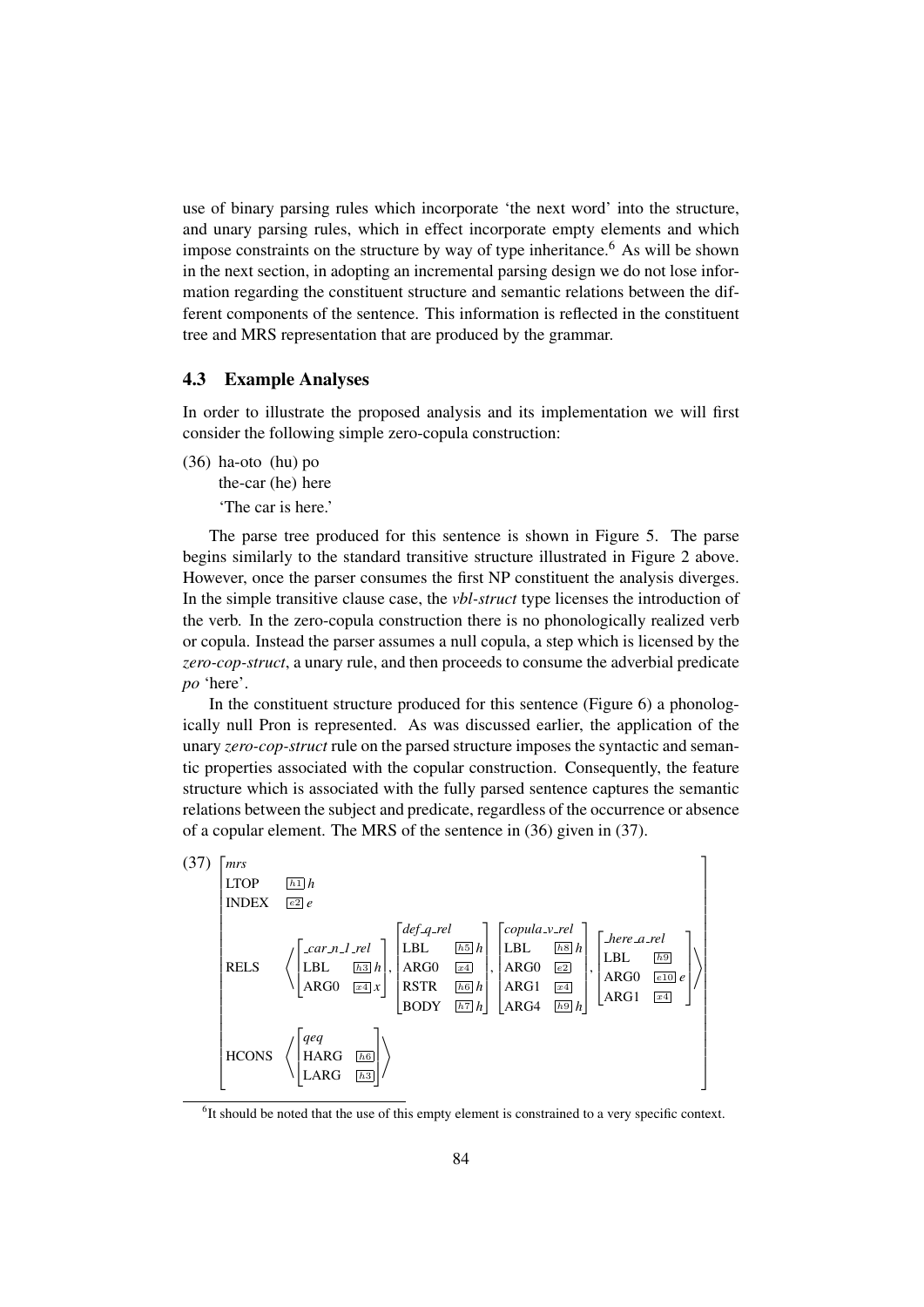use of binary parsing rules which incorporate 'the next word' into the structure, and unary parsing rules, which in effect incorporate empty elements and which impose constraints on the structure by way of type inheritance.[6] As will be shown in the next section, in adopting an incremental parsing design we do not lose information regarding the constituent structure and semantic relations between the different components of the sentence. This information is reflected in the constituent tree and MRS representation that are produced by the grammar.

### 4.3 Example Analyses

In order to illustrate the proposed analysis and its implementation we will first consider the following simple zero-copula construction:

(36) ha-oto (hu) po
 the-car (he) here
 'The car is here.'

The parse tree produced for this sentence is shown in Figure 5. The parse begins similarly to the standard transitive structure illustrated in Figure 2 above. However, once the parser consumes the first NP constituent the analysis diverges. In the simple transitive clause case, the *vbl-struct* type licenses the introduction of the verb. In the zero-copula construction there is no phonologically realized verb or copula. Instead the parser assumes a null copula, a step which is licensed by the *zero-cop-struct*, a unary rule, and then proceeds to consume the adverbial predicate *po* 'here'.

In the constituent structure produced for this sentence (Figure 6) a phonologically null Pron is represented. As was discussed earlier, the application of the unary *zero-cop-struct* rule on the parsed structure imposes the syntactic and semantic properties associated with the copular construction. Consequently, the feature structure which is associated with the fully parsed sentence captures the semantic relations between the subject and predicate, regardless of the occurrence or absence of a copular element. The MRS of the sentence in (36) given in (37).

(37)
$$
\begin{bmatrix}
\textit{mrs} & \\
\text{LTOP} & \boxed{h1}\, h \\
\text{INDEX} & \boxed{e2}\, e \\
\text{RELS} & \left\langle
\begin{bmatrix} \textit{\_car\_n\_1\_rel} & \\ \text{LBL} & \boxed{h3}\, h \\ \text{ARG0} & \boxed{x4}\, x \end{bmatrix},
\begin{bmatrix} \textit{def\_q\_rel} & \\ \text{LBL} & \boxed{h5}\, h \\ \text{ARG0} & \boxed{x4} \\ \text{RSTR} & \boxed{h6}\, h \\ \text{BODY} & \boxed{h7}\, h \end{bmatrix},
\begin{bmatrix} \textit{copula\_v\_rel} & \\ \text{LBL} & \boxed{h8}\, h \\ \text{ARG0} & \boxed{e2} \\ \text{ARG1} & \boxed{x4} \\ \text{ARG4} & \boxed{h9}\, h \end{bmatrix},
\begin{bmatrix} \textit{\_here\_a\_rel} & \\ \text{LBL} & \boxed{h9} \\ \text{ARG0} & \boxed{e10}\, e \\ \text{ARG1} & \boxed{x4} \end{bmatrix}
\right\rangle \\
\text{HCONS} & \left\langle
\begin{bmatrix} \textit{qeq} & \\ \text{HARG} & \boxed{h6} \\ \text{LARG} & \boxed{h3} \end{bmatrix}
\right\rangle
\end{bmatrix}
$$

[6] It should be noted that the use of this empty element is constrained to a very specific context.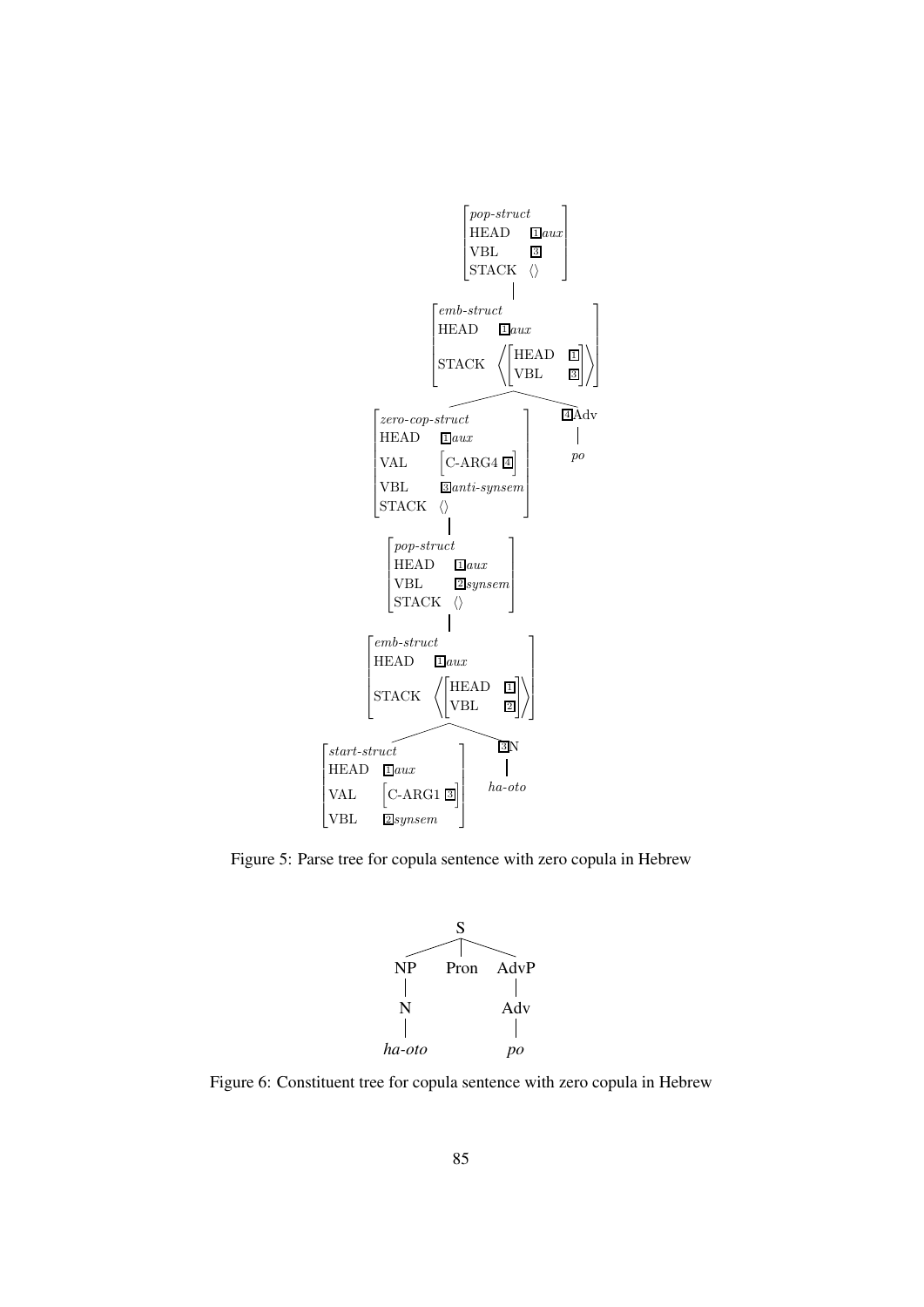Figure 5: Parse tree for copula sentence with zero copula in Hebrew

Figure 6: Constituent tree for copula sentence with zero copula in Hebrew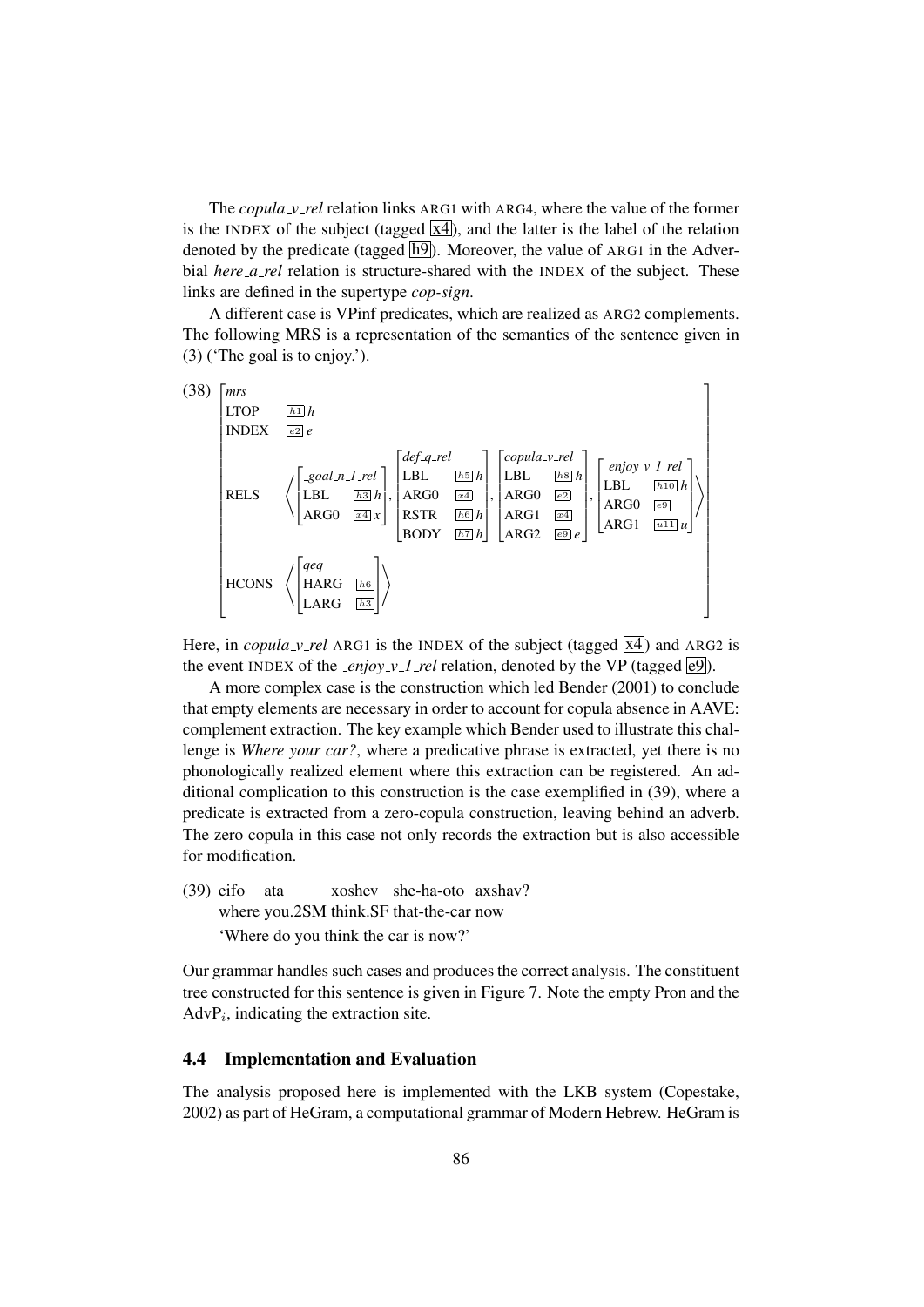The *copula_v_rel* relation links ARG1 with ARG4, where the value of the former is the INDEX of the subject (tagged [x4]), and the latter is the label of the relation denoted by the predicate (tagged [h9]). Moreover, the value of ARG1 in the Adverbial *here_a_rel* relation is structure-shared with the INDEX of the subject. These links are defined in the supertype *cop-sign*.

A different case is VPinf predicates, which are realized as ARG2 complements. The following MRS is a representation of the semantics of the sentence given in (3) ('The goal is to enjoy.').

(38)

$$
\begin{bmatrix}
\textit{mrs} & \\
\text{LTOP} & \boxed{h1}\, h \\
\text{INDEX} & \boxed{e2}\, e \\
\text{RELS} & \left\langle
\begin{bmatrix}\textit{\_goal\_n\_1\_rel} & \\ \text{LBL} & \boxed{h3}\, h \\ \text{ARG0} & \boxed{x4}\, x\end{bmatrix},
\begin{bmatrix}\textit{def\_q\_rel} & \\ \text{LBL} & \boxed{h5}\, h \\ \text{ARG0} & \boxed{x4} \\ \text{RSTR} & \boxed{h6}\, h \\ \text{BODY} & \boxed{h7}\, h\end{bmatrix},
\begin{bmatrix}\textit{copula\_v\_rel} & \\ \text{LBL} & \boxed{h8}\, h \\ \text{ARG0} & \boxed{e2} \\ \text{ARG1} & \boxed{x4} \\ \text{ARG2} & \boxed{e9}\, e\end{bmatrix},
\begin{bmatrix}\textit{\_enjoy\_v\_1\_rel} & \\ \text{LBL} & \boxed{h10}\, h \\ \text{ARG0} & \boxed{e9} \\ \text{ARG1} & \boxed{u11}\, u\end{bmatrix}
\right\rangle \\
\text{HCONS} & \left\langle \begin{bmatrix}\textit{qeq} & \\ \text{HARG} & \boxed{h6} \\ \text{LARG} & \boxed{h3}\end{bmatrix} \right\rangle
\end{bmatrix}
$$

Here, in *copula_v_rel* ARG1 is the INDEX of the subject (tagged [x4]) and ARG2 is the event INDEX of the *_enjoy_v_1_rel* relation, denoted by the VP (tagged [e9]).

A more complex case is the construction which led Bender (2001) to conclude that empty elements are necessary in order to account for copula absence in AAVE: complement extraction. The key example which Bender used to illustrate this challenge is *Where your car?*, where a predicative phrase is extracted, yet there is no phonologically realized element where this extraction can be registered. An additional complication to this construction is the case exemplified in (39), where a predicate is extracted from a zero-copula construction, leaving behind an adverb. The zero copula in this case not only records the extraction but is also accessible for modification.

(39) eifo ata xoshev she-ha-oto axshav?
where you.2SM think.SF that-the-car now
'Where do you think the car is now?'

Our grammar handles such cases and produces the correct analysis. The constituent tree constructed for this sentence is given in Figure 7. Note the empty Pron and the $\text{AdvP}_i$, indicating the extraction site.

## 4.4 Implementation and Evaluation

The analysis proposed here is implemented with the LKB system (Copestake, 2002) as part of HeGram, a computational grammar of Modern Hebrew. HeGram is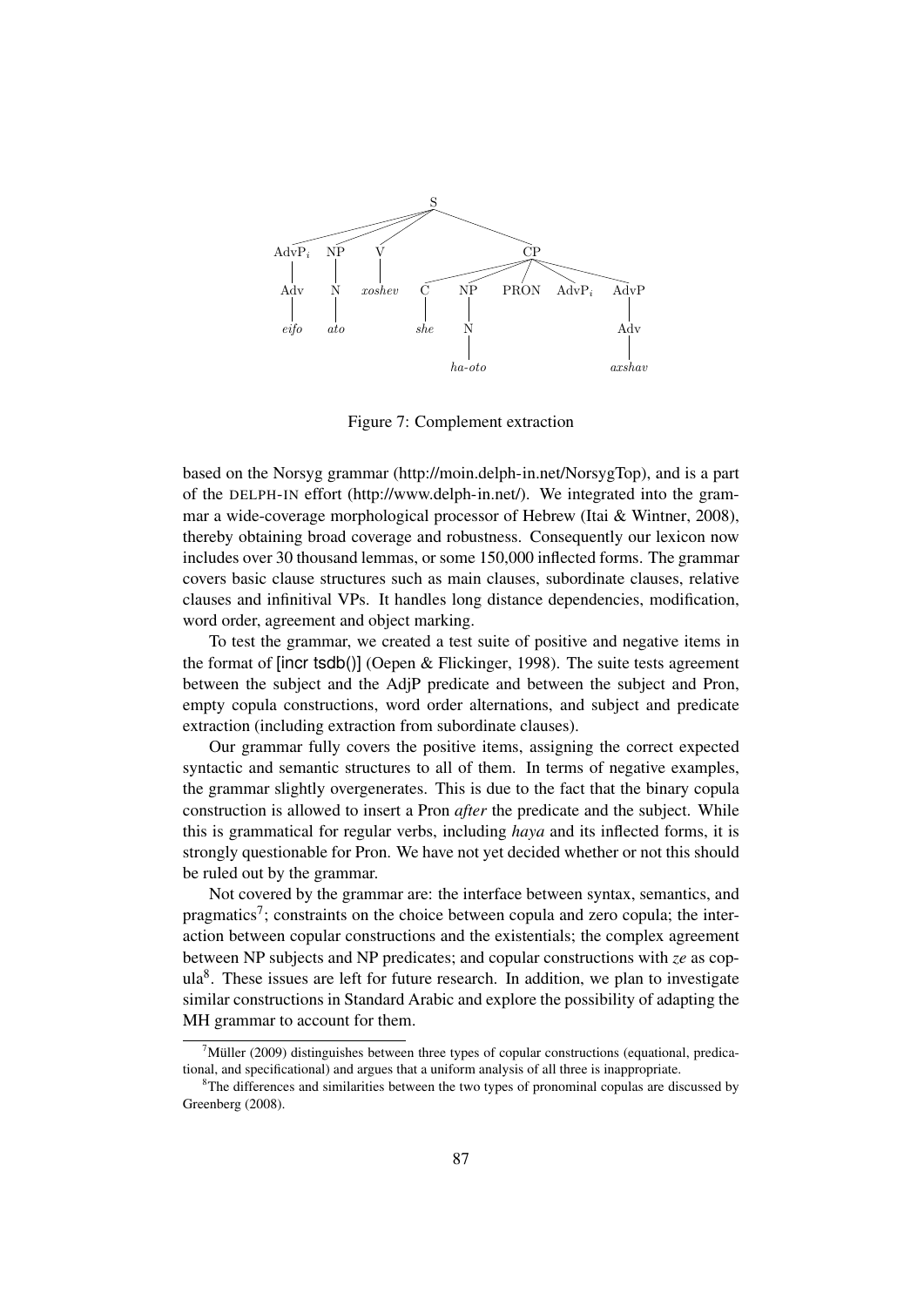S
├── AdvP$_i$
│   └── Adv
│       └── *eifo*
├── NP
│   └── N
│       └── *ato*
├── V
│   └── *xoshev*
└── CP
    ├── C
    │   └── *she*
    ├── NP
    │   └── N
    │       └── *ha-oto*
    ├── PRON
    ├── AdvP$_i$
    └── AdvP
        └── Adv
            └── *axshav*

Figure 7: Complement extraction

based on the Norsyg grammar (http://moin.delph-in.net/NorsygTop), and is a part of the DELPH-IN effort (http://www.delph-in.net/). We integrated into the grammar a wide-coverage morphological processor of Hebrew (Itai & Wintner, 2008), thereby obtaining broad coverage and robustness. Consequently our lexicon now includes over 30 thousand lemmas, or some 150,000 inflected forms. The grammar covers basic clause structures such as main clauses, subordinate clauses, relative clauses and infinitival VPs. It handles long distance dependencies, modification, word order, agreement and object marking.

To test the grammar, we created a test suite of positive and negative items in the format of [incr tsdb()] (Oepen & Flickinger, 1998). The suite tests agreement between the subject and the AdjP predicate and between the subject and Pron, empty copula constructions, word order alternations, and subject and predicate extraction (including extraction from subordinate clauses).

Our grammar fully covers the positive items, assigning the correct expected syntactic and semantic structures to all of them. In terms of negative examples, the grammar slightly overgenerates. This is due to the fact that the binary copula construction is allowed to insert a Pron *after* the predicate and the subject. While this is grammatical for regular verbs, including *haya* and its inflected forms, it is strongly questionable for Pron. We have not yet decided whether or not this should be ruled out by the grammar.

Not covered by the grammar are: the interface between syntax, semantics, and pragmatics[7]; constraints on the choice between copula and zero copula; the interaction between copular constructions and the existentials; the complex agreement between NP subjects and NP predicates; and copular constructions with *ze* as copula[8]. These issues are left for future research. In addition, we plan to investigate similar constructions in Standard Arabic and explore the possibility of adapting the MH grammar to account for them.

[7] Müller (2009) distinguishes between three types of copular constructions (equational, predicational, and specificational) and argues that a uniform analysis of all three is inappropriate.

[8] The differences and similarities between the two types of pronominal copulas are discussed by Greenberg (2008).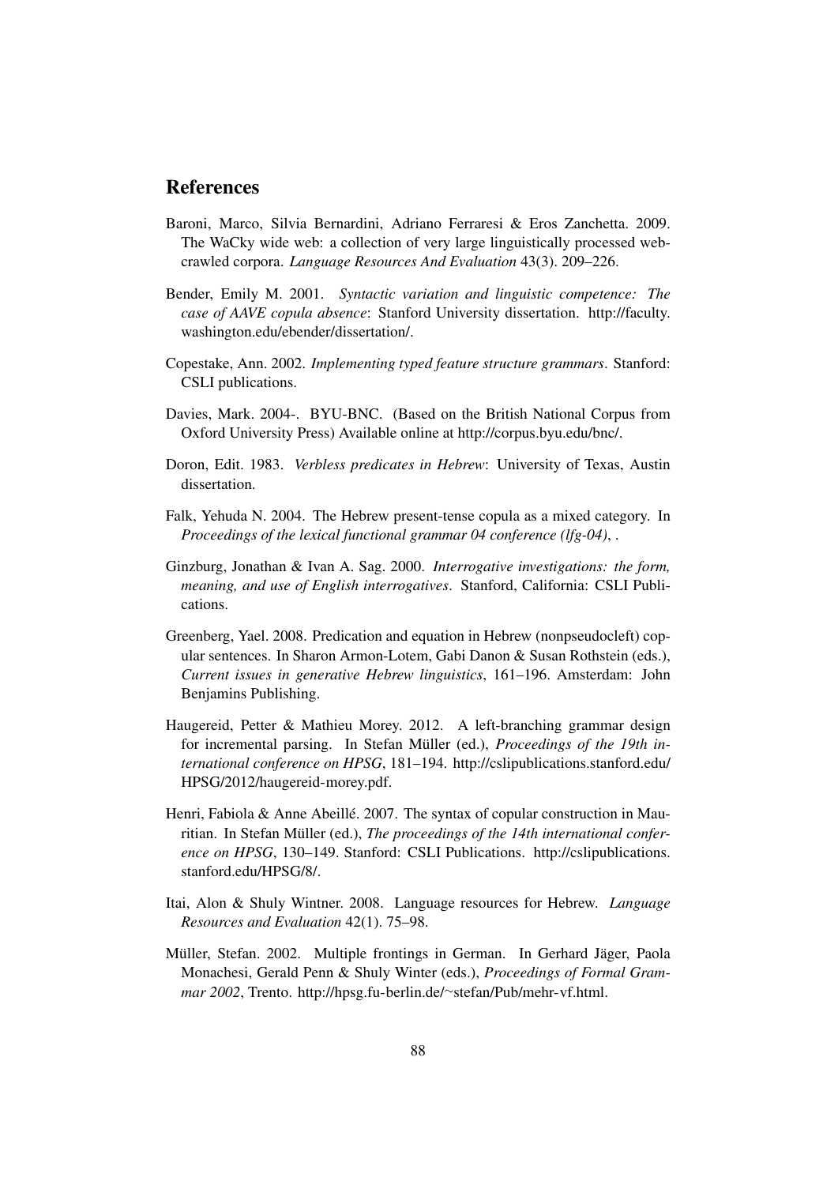## References

Baroni, Marco, Silvia Bernardini, Adriano Ferraresi & Eros Zanchetta. 2009. The WaCky wide web: a collection of very large linguistically processed web-crawled corpora. *Language Resources And Evaluation* 43(3). 209–226.

Bender, Emily M. 2001. *Syntactic variation and linguistic competence: The case of AAVE copula absence*: Stanford University dissertation. http://faculty.washington.edu/ebender/dissertation/.

Copestake, Ann. 2002. *Implementing typed feature structure grammars*. Stanford: CSLI publications.

Davies, Mark. 2004-. BYU-BNC. (Based on the British National Corpus from Oxford University Press) Available online at http://corpus.byu.edu/bnc/.

Doron, Edit. 1983. *Verbless predicates in Hebrew*: University of Texas, Austin dissertation.

Falk, Yehuda N. 2004. The Hebrew present-tense copula as a mixed category. In *Proceedings of the lexical functional grammar 04 conference (lfg-04)*, .

Ginzburg, Jonathan & Ivan A. Sag. 2000. *Interrogative investigations: the form, meaning, and use of English interrogatives*. Stanford, California: CSLI Publications.

Greenberg, Yael. 2008. Predication and equation in Hebrew (nonpseudocleft) copular sentences. In Sharon Armon-Lotem, Gabi Danon & Susan Rothstein (eds.), *Current issues in generative Hebrew linguistics*, 161–196. Amsterdam: John Benjamins Publishing.

Haugereid, Petter & Mathieu Morey. 2012. A left-branching grammar design for incremental parsing. In Stefan Müller (ed.), *Proceedings of the 19th international conference on HPSG*, 181–194. http://cslipublications.stanford.edu/HPSG/2012/haugereid-morey.pdf.

Henri, Fabiola & Anne Abeillé. 2007. The syntax of copular construction in Mauritian. In Stefan Müller (ed.), *The proceedings of the 14th international conference on HPSG*, 130–149. Stanford: CSLI Publications. http://cslipublications.stanford.edu/HPSG/8/.

Itai, Alon & Shuly Wintner. 2008. Language resources for Hebrew. *Language Resources and Evaluation* 42(1). 75–98.

Müller, Stefan. 2002. Multiple frontings in German. In Gerhard Jäger, Paola Monachesi, Gerald Penn & Shuly Winter (eds.), *Proceedings of Formal Grammar 2002*, Trento. http://hpsg.fu-berlin.de/~stefan/Pub/mehr-vf.html.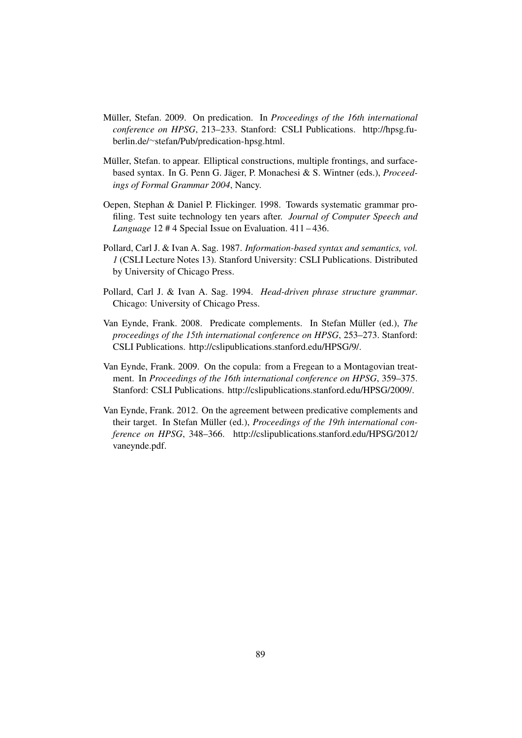Müller, Stefan. 2009. On predication. In *Proceedings of the 16th international conference on HPSG*, 213–233. Stanford: CSLI Publications. http://hpsg.fu-berlin.de/~stefan/Pub/predication-hpsg.html.

Müller, Stefan. to appear. Elliptical constructions, multiple frontings, and surface-based syntax. In G. Penn G. Jäger, P. Monachesi & S. Wintner (eds.), *Proceedings of Formal Grammar 2004*, Nancy.

Oepen, Stephan & Daniel P. Flickinger. 1998. Towards systematic grammar profiling. Test suite technology ten years after. *Journal of Computer Speech and Language* 12 # 4 Special Issue on Evaluation. 411 – 436.

Pollard, Carl J. & Ivan A. Sag. 1987. *Information-based syntax and semantics, vol. 1* (CSLI Lecture Notes 13). Stanford University: CSLI Publications. Distributed by University of Chicago Press.

Pollard, Carl J. & Ivan A. Sag. 1994. *Head-driven phrase structure grammar*. Chicago: University of Chicago Press.

Van Eynde, Frank. 2008. Predicate complements. In Stefan Müller (ed.), *The proceedings of the 15th international conference on HPSG*, 253–273. Stanford: CSLI Publications. http://cslipublications.stanford.edu/HPSG/9/.

Van Eynde, Frank. 2009. On the copula: from a Fregean to a Montagovian treatment. In *Proceedings of the 16th international conference on HPSG*, 359–375. Stanford: CSLI Publications. http://cslipublications.stanford.edu/HPSG/2009/.

Van Eynde, Frank. 2012. On the agreement between predicative complements and their target. In Stefan Müller (ed.), *Proceedings of the 19th international conference on HPSG*, 348–366. http://cslipublications.stanford.edu/HPSG/2012/vaneynde.pdf.